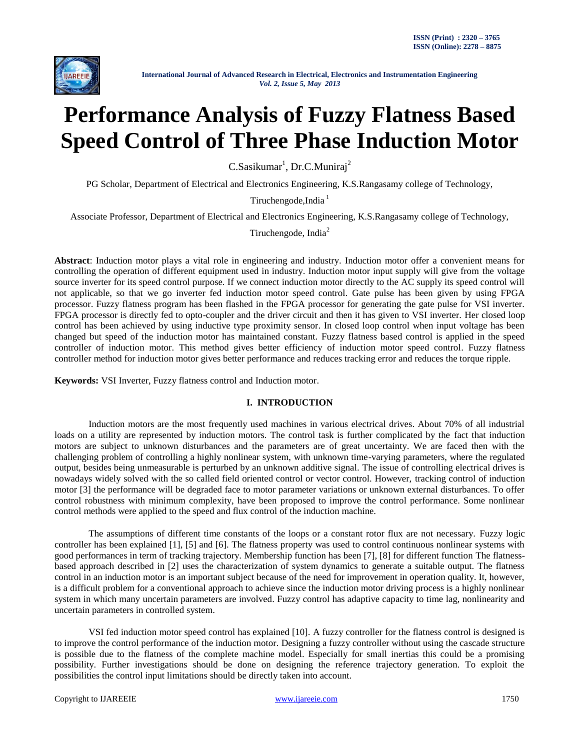# Performance Analysis of Fuzzy Flatness Based Speed Control of Three Phase Induction Motor

C.Sasikumar[1], Dr.C.Muniraj[2]

PG Scholar, Department of Electrical and Electronics Engineering, K.S.Rangasamy college of Technology, Tiruchengode,India [1]

Associate Professor, Department of Electrical and Electronics Engineering, K.S.Rangasamy college of Technology, Tiruchengode, India[2]

**Abstract**: Induction motor plays a vital role in engineering and industry. Induction motor offer a convenient means for controlling the operation of different equipment used in industry. Induction motor input supply will give from the voltage source inverter for its speed control purpose. If we connect induction motor directly to the AC supply its speed control will not applicable, so that we go inverter fed induction motor speed control. Gate pulse has been given by using FPGA processor. Fuzzy flatness program has been flashed in the FPGA processor for generating the gate pulse for VSI inverter. FPGA processor is directly fed to opto-coupler and the driver circuit and then it has given to VSI inverter. Her closed loop control has been achieved by using inductive type proximity sensor. In closed loop control when input voltage has been changed but speed of the induction motor has maintained constant. Fuzzy flatness based control is applied in the speed controller of induction motor. This method gives better efficiency of induction motor speed control. Fuzzy flatness controller method for induction motor gives better performance and reduces tracking error and reduces the torque ripple.

**Keywords:** VSI Inverter, Fuzzy flatness control and Induction motor.

## I. INTRODUCTION

Induction motors are the most frequently used machines in various electrical drives. About 70% of all industrial loads on a utility are represented by induction motors. The control task is further complicated by the fact that induction motors are subject to unknown disturbances and the parameters are of great uncertainty. We are faced then with the challenging problem of controlling a highly nonlinear system, with unknown time-varying parameters, where the regulated output, besides being unmeasurable is perturbed by an unknown additive signal. The issue of controlling electrical drives is nowadays widely solved with the so called field oriented control or vector control. However, tracking control of induction motor [3] the performance will be degraded face to motor parameter variations or unknown external disturbances. To offer control robustness with minimum complexity, have been proposed to improve the control performance. Some nonlinear control methods were applied to the speed and flux control of the induction machine.

The assumptions of different time constants of the loops or a constant rotor flux are not necessary. Fuzzy logic controller has been explained [1], [5] and [6]. The flatness property was used to control continuous nonlinear systems with good performances in term of tracking trajectory. Membership function has been [7], [8] for different function The flatness-based approach described in [2] uses the characterization of system dynamics to generate a suitable output. The flatness control in an induction motor is an important subject because of the need for improvement in operation quality. It, however, is a difficult problem for a conventional approach to achieve since the induction motor driving process is a highly nonlinear system in which many uncertain parameters are involved. Fuzzy control has adaptive capacity to time lag, nonlinearity and uncertain parameters in controlled system.

VSI fed induction motor speed control has explained [10]. A fuzzy controller for the flatness control is designed is to improve the control performance of the induction motor. Designing a fuzzy controller without using the cascade structure is possible due to the flatness of the complete machine model. Especially for small inertias this could be a promising possibility. Further investigations should be done on designing the reference trajectory generation. To exploit the possibilities the control input limitations should be directly taken into account.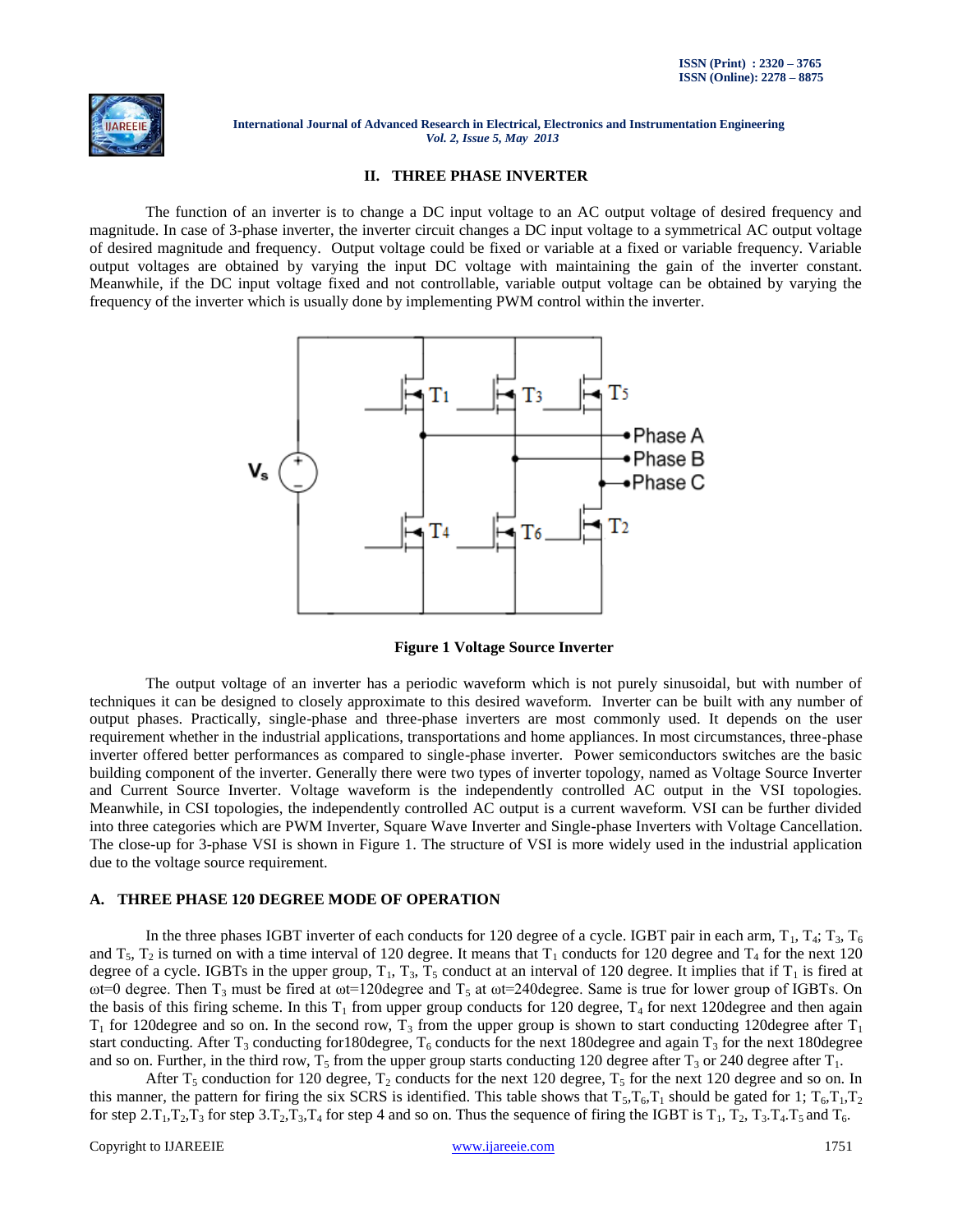## II. THREE PHASE INVERTER

The function of an inverter is to change a DC input voltage to an AC output voltage of desired frequency and magnitude. In case of 3-phase inverter, the inverter circuit changes a DC input voltage to a symmetrical AC output voltage of desired magnitude and frequency. Output voltage could be fixed or variable at a fixed or variable frequency. Variable output voltages are obtained by varying the input DC voltage with maintaining the gain of the inverter constant. Meanwhile, if the DC input voltage fixed and not controllable, variable output voltage can be obtained by varying the frequency of the inverter which is usually done by implementing PWM control within the inverter.

**Figure 1 Voltage Source Inverter**

The output voltage of an inverter has a periodic waveform which is not purely sinusoidal, but with number of techniques it can be designed to closely approximate to this desired waveform. Inverter can be built with any number of output phases. Practically, single-phase and three-phase inverters are most commonly used. It depends on the user requirement whether in the industrial applications, transportations and home appliances. In most circumstances, three-phase inverter offered better performances as compared to single-phase inverter. Power semiconductors switches are the basic building component of the inverter. Generally there were two types of inverter topology, named as Voltage Source Inverter and Current Source Inverter. Voltage waveform is the independently controlled AC output in the VSI topologies. Meanwhile, in CSI topologies, the independently controlled AC output is a current waveform. VSI can be further divided into three categories which are PWM Inverter, Square Wave Inverter and Single-phase Inverters with Voltage Cancellation. The close-up for 3-phase VSI is shown in Figure 1. The structure of VSI is more widely used in the industrial application due to the voltage source requirement.

### A. THREE PHASE 120 DEGREE MODE OF OPERATION

In the three phases IGBT inverter of each conducts for 120 degree of a cycle. IGBT pair in each arm, $T_1$, $T_4$; $T_3$, $T_6$ and $T_5$, $T_2$ is turned on with a time interval of 120 degree. It means that $T_1$ conducts for 120 degree and $T_4$ for the next 120 degree of a cycle. IGBTs in the upper group, $T_1$, $T_3$, $T_5$ conduct at an interval of 120 degree. It implies that if $T_1$ is fired at ωt=0 degree. Then $T_3$ must be fired at ωt=120degree and $T_5$ at ωt=240degree. Same is true for lower group of IGBTs. On the basis of this firing scheme. In this $T_1$ from upper group conducts for 120 degree, $T_4$ for next 120degree and then again $T_1$ for 120degree and so on. In the second row, $T_3$ from the upper group is shown to start conducting 120degree after $T_1$ start conducting. After $T_3$ conducting for180degree, $T_6$ conducts for the next 180degree and again $T_3$ for the next 180degree and so on. Further, in the third row, $T_5$ from the upper group starts conducting 120 degree after $T_3$ or 240 degree after $T_1$.

After $T_5$ conduction for 120 degree, $T_2$ conducts for the next 120 degree, $T_5$ for the next 120 degree and so on. In this manner, the pattern for firing the six SCRS is identified. This table shows that $T_5$,$T_6$,$T_1$ should be gated for 1; $T_6$,$T_1$,$T_2$ for step 2.$T_1$,$T_2$,$T_3$ for step 3.$T_2$,$T_3$,$T_4$ for step 4 and so on. Thus the sequence of firing the IGBT is $T_1$, $T_2$, $T_3$.$T_4$.$T_5$ and $T_6$.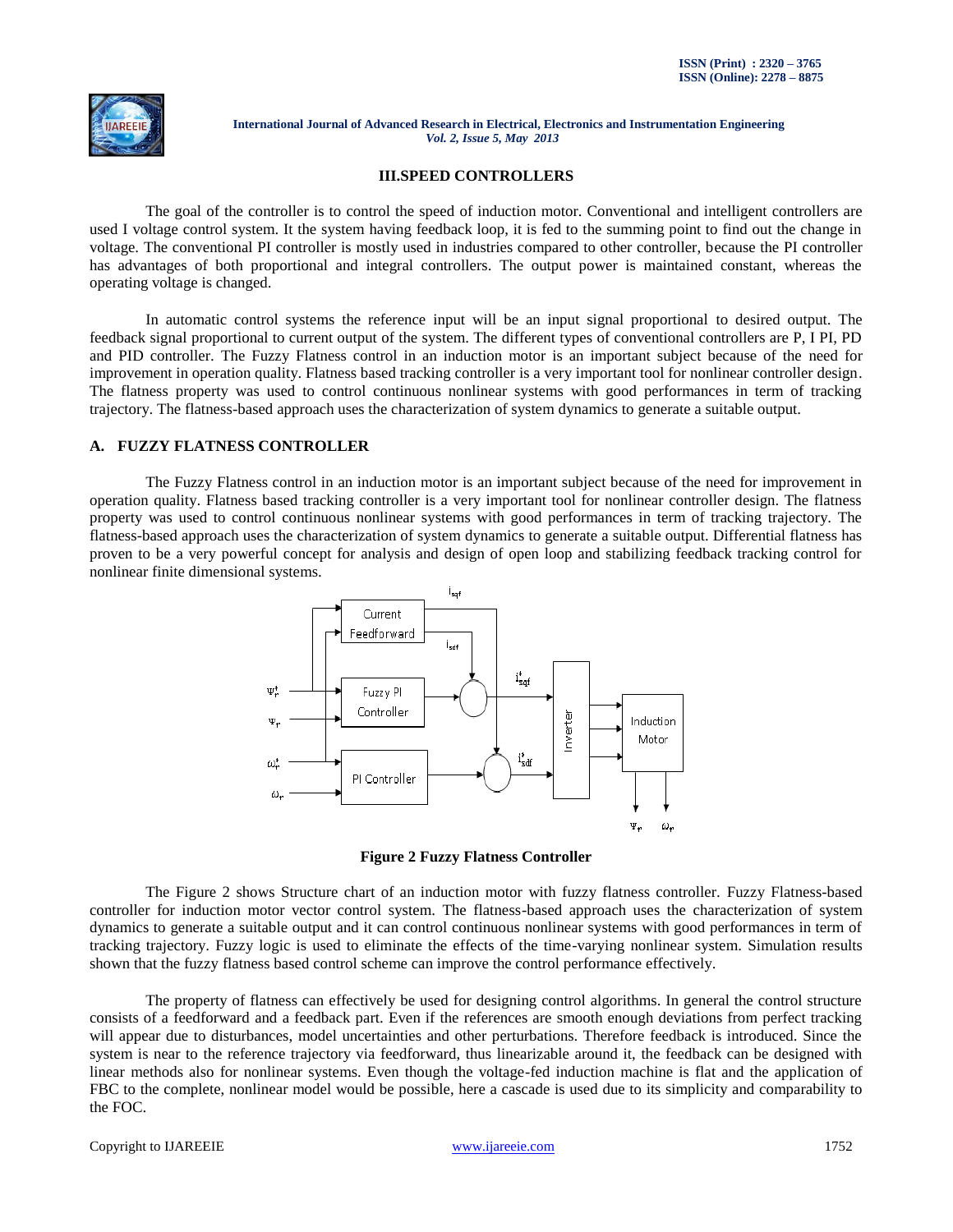## III.SPEED CONTROLLERS

The goal of the controller is to control the speed of induction motor. Conventional and intelligent controllers are used I voltage control system. It the system having feedback loop, it is fed to the summing point to find out the change in voltage. The conventional PI controller is mostly used in industries compared to other controller, because the PI controller has advantages of both proportional and integral controllers. The output power is maintained constant, whereas the operating voltage is changed.

In automatic control systems the reference input will be an input signal proportional to desired output. The feedback signal proportional to current output of the system. The different types of conventional controllers are P, I PI, PD and PID controller. The Fuzzy Flatness control in an induction motor is an important subject because of the need for improvement in operation quality. Flatness based tracking controller is a very important tool for nonlinear controller design. The flatness property was used to control continuous nonlinear systems with good performances in term of tracking trajectory. The flatness-based approach uses the characterization of system dynamics to generate a suitable output.

### A. FUZZY FLATNESS CONTROLLER

The Fuzzy Flatness control in an induction motor is an important subject because of the need for improvement in operation quality. Flatness based tracking controller is a very important tool for nonlinear controller design. The flatness property was used to control continuous nonlinear systems with good performances in term of tracking trajectory. The flatness-based approach uses the characterization of system dynamics to generate a suitable output. Differential flatness has proven to be a very powerful concept for analysis and design of open loop and stabilizing feedback tracking control for nonlinear finite dimensional systems.

**Figure 2 Fuzzy Flatness Controller**

The Figure 2 shows Structure chart of an induction motor with fuzzy flatness controller. Fuzzy Flatness-based controller for induction motor vector control system. The flatness-based approach uses the characterization of system dynamics to generate a suitable output and it can control continuous nonlinear systems with good performances in term of tracking trajectory. Fuzzy logic is used to eliminate the effects of the time-varying nonlinear system. Simulation results shown that the fuzzy flatness based control scheme can improve the control performance effectively.

The property of flatness can effectively be used for designing control algorithms. In general the control structure consists of a feedforward and a feedback part. Even if the references are smooth enough deviations from perfect tracking will appear due to disturbances, model uncertainties and other perturbations. Therefore feedback is introduced. Since the system is near to the reference trajectory via feedforward, thus linearizable around it, the feedback can be designed with linear methods also for nonlinear systems. Even though the voltage-fed induction machine is flat and the application of FBC to the complete, nonlinear model would be possible, here a cascade is used due to its simplicity and comparability to the FOC.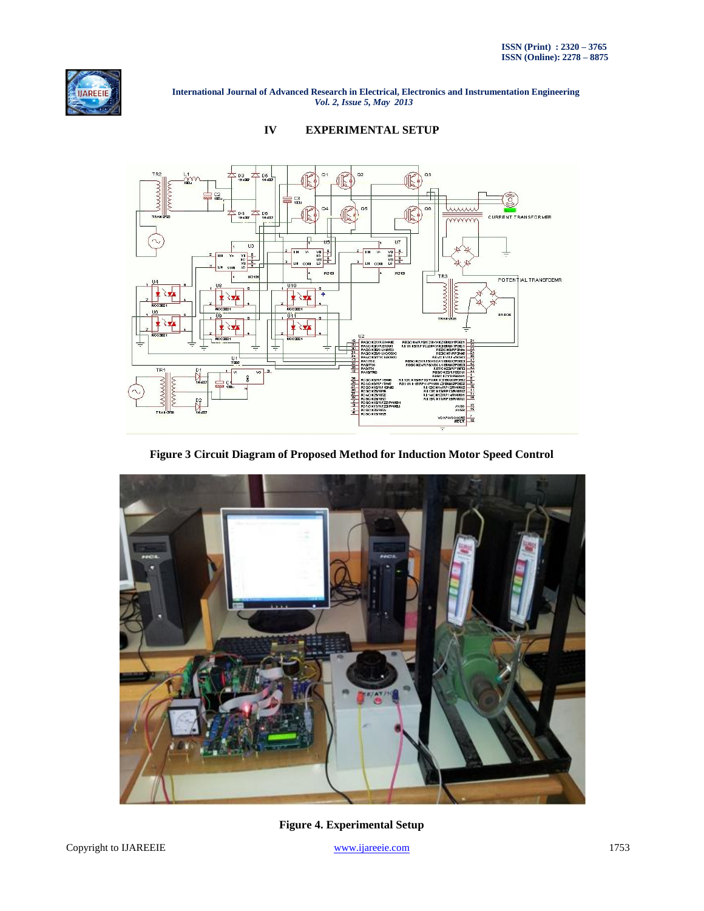## IV EXPERIMENTAL SETUP

**Figure 3 Circuit Diagram of Proposed Method for Induction Motor Speed Control**

**Figure 4. Experimental Setup**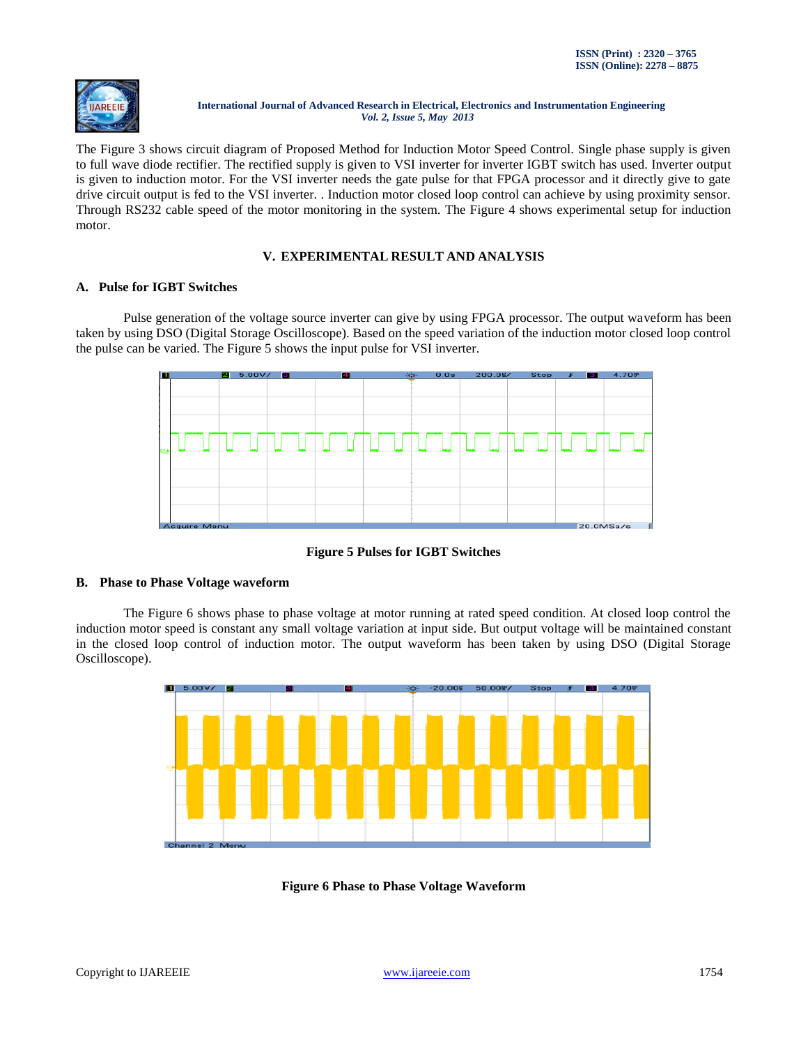The Figure 3 shows circuit diagram of Proposed Method for Induction Motor Speed Control. Single phase supply is given to full wave diode rectifier. The rectified supply is given to VSI inverter for inverter IGBT switch has used. Inverter output is given to induction motor. For the VSI inverter needs the gate pulse for that FPGA processor and it directly give to gate drive circuit output is fed to the VSI inverter. . Induction motor closed loop control can achieve by using proximity sensor. Through RS232 cable speed of the motor monitoring in the system. The Figure 4 shows experimental setup for induction motor.

## V. EXPERIMENTAL RESULT AND ANALYSIS

### A. Pulse for IGBT Switches

Pulse generation of the voltage source inverter can give by using FPGA processor. The output waveform has been taken by using DSO (Digital Storage Oscilloscope). Based on the speed variation of the induction motor closed loop control the pulse can be varied. The Figure 5 shows the input pulse for VSI inverter.

**Figure 5 Pulses for IGBT Switches**

### B. Phase to Phase Voltage waveform

The Figure 6 shows phase to phase voltage at motor running at rated speed condition. At closed loop control the induction motor speed is constant any small voltage variation at input side. But output voltage will be maintained constant in the closed loop control of induction motor. The output waveform has been taken by using DSO (Digital Storage Oscilloscope).

**Figure 6 Phase to Phase Voltage Waveform**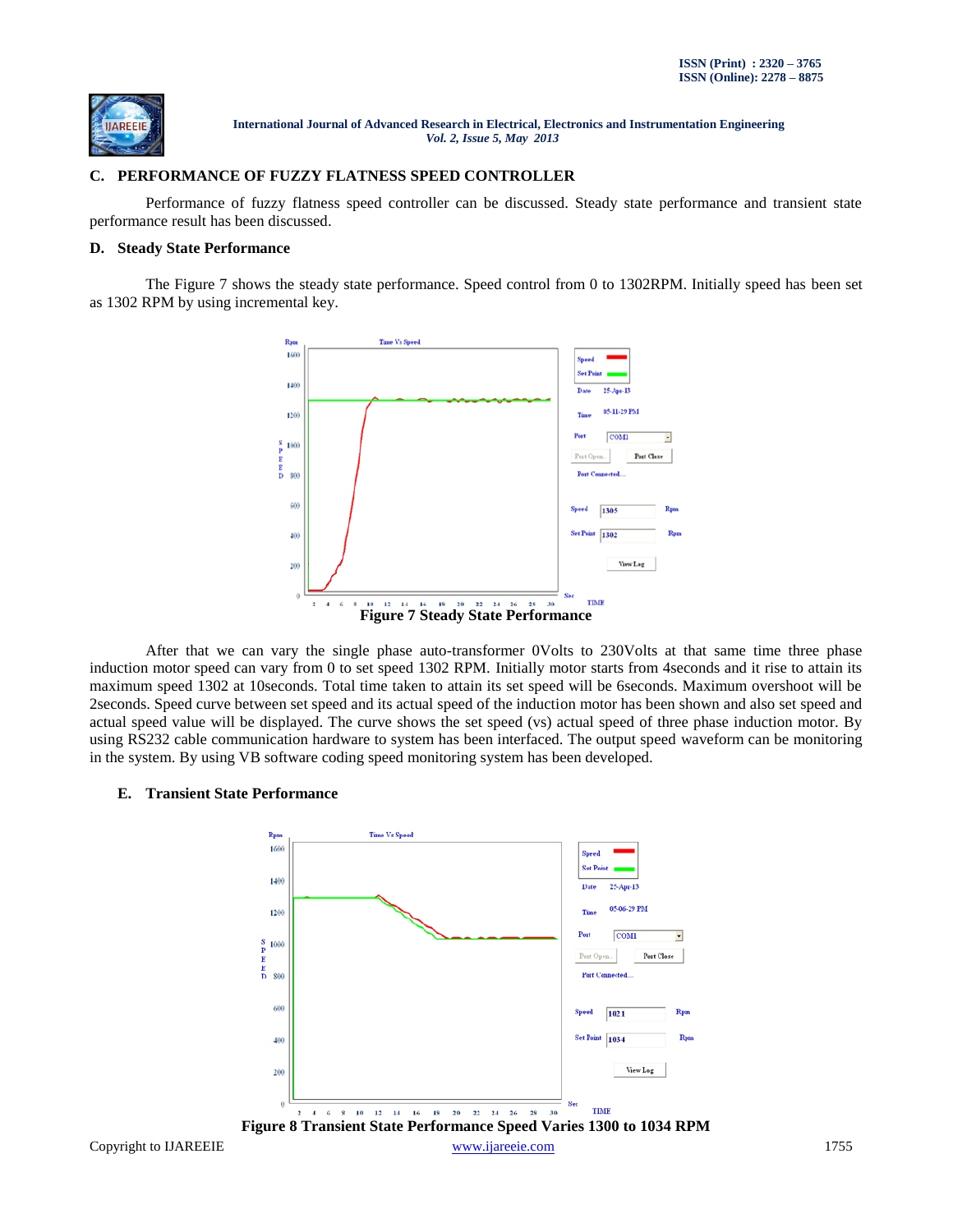## C. PERFORMANCE OF FUZZY FLATNESS SPEED CONTROLLER

Performance of fuzzy flatness speed controller can be discussed. Steady state performance and transient state performance result has been discussed.

## D. Steady State Performance

The Figure 7 shows the steady state performance. Speed control from 0 to 1302RPM. Initially speed has been set as 1302 RPM by using incremental key.

**Figure 7 Steady State Performance**

After that we can vary the single phase auto-transformer 0Volts to 230Volts at that same time three phase induction motor speed can vary from 0 to set speed 1302 RPM. Initially motor starts from 4seconds and it rise to attain its maximum speed 1302 at 10seconds. Total time taken to attain its set speed will be 6seconds. Maximum overshoot will be 2seconds. Speed curve between set speed and its actual speed of the induction motor has been shown and also set speed and actual speed value will be displayed. The curve shows the set speed (vs) actual speed of three phase induction motor. By using RS232 cable communication hardware to system has been interfaced. The output speed waveform can be monitoring in the system. By using VB software coding speed monitoring system has been developed.

## E. Transient State Performance

**Figure 8 Transient State Performance Speed Varies 1300 to 1034 RPM**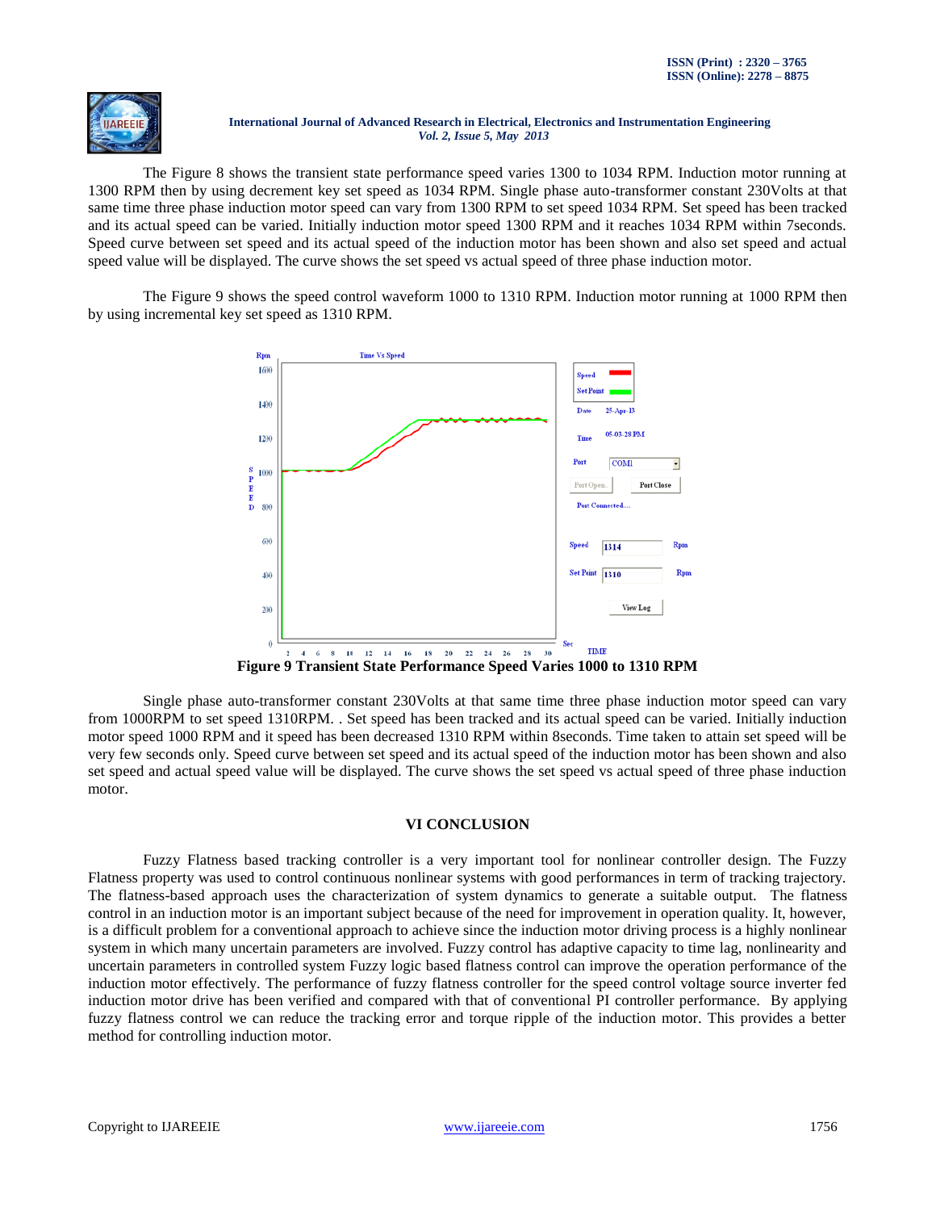The Figure 8 shows the transient state performance speed varies 1300 to 1034 RPM. Induction motor running at 1300 RPM then by using decrement key set speed as 1034 RPM. Single phase auto-transformer constant 230Volts at that same time three phase induction motor speed can vary from 1300 RPM to set speed 1034 RPM. Set speed has been tracked and its actual speed can be varied. Initially induction motor speed 1300 RPM and it reaches 1034 RPM within 7seconds. Speed curve between set speed and its actual speed of the induction motor has been shown and also set speed and actual speed value will be displayed. The curve shows the set speed vs actual speed of three phase induction motor.

The Figure 9 shows the speed control waveform 1000 to 1310 RPM. Induction motor running at 1000 RPM then by using incremental key set speed as 1310 RPM.

**Figure 9 Transient State Performance Speed Varies 1000 to 1310 RPM**

Single phase auto-transformer constant 230Volts at that same time three phase induction motor speed can vary from 1000RPM to set speed 1310RPM. . Set speed has been tracked and its actual speed can be varied. Initially induction motor speed 1000 RPM and it speed has been decreased 1310 RPM within 8seconds. Time taken to attain set speed will be very few seconds only. Speed curve between set speed and its actual speed of the induction motor has been shown and also set speed and actual speed value will be displayed. The curve shows the set speed vs actual speed of three phase induction motor.

## VI CONCLUSION

Fuzzy Flatness based tracking controller is a very important tool for nonlinear controller design. The Fuzzy Flatness property was used to control continuous nonlinear systems with good performances in term of tracking trajectory. The flatness-based approach uses the characterization of system dynamics to generate a suitable output. The flatness control in an induction motor is an important subject because of the need for improvement in operation quality. It, however, is a difficult problem for a conventional approach to achieve since the induction motor driving process is a highly nonlinear system in which many uncertain parameters are involved. Fuzzy control has adaptive capacity to time lag, nonlinearity and uncertain parameters in controlled system Fuzzy logic based flatness control can improve the operation performance of the induction motor effectively. The performance of fuzzy flatness controller for the speed control voltage source inverter fed induction motor drive has been verified and compared with that of conventional PI controller performance. By applying fuzzy flatness control we can reduce the tracking error and torque ripple of the induction motor. This provides a better method for controlling induction motor.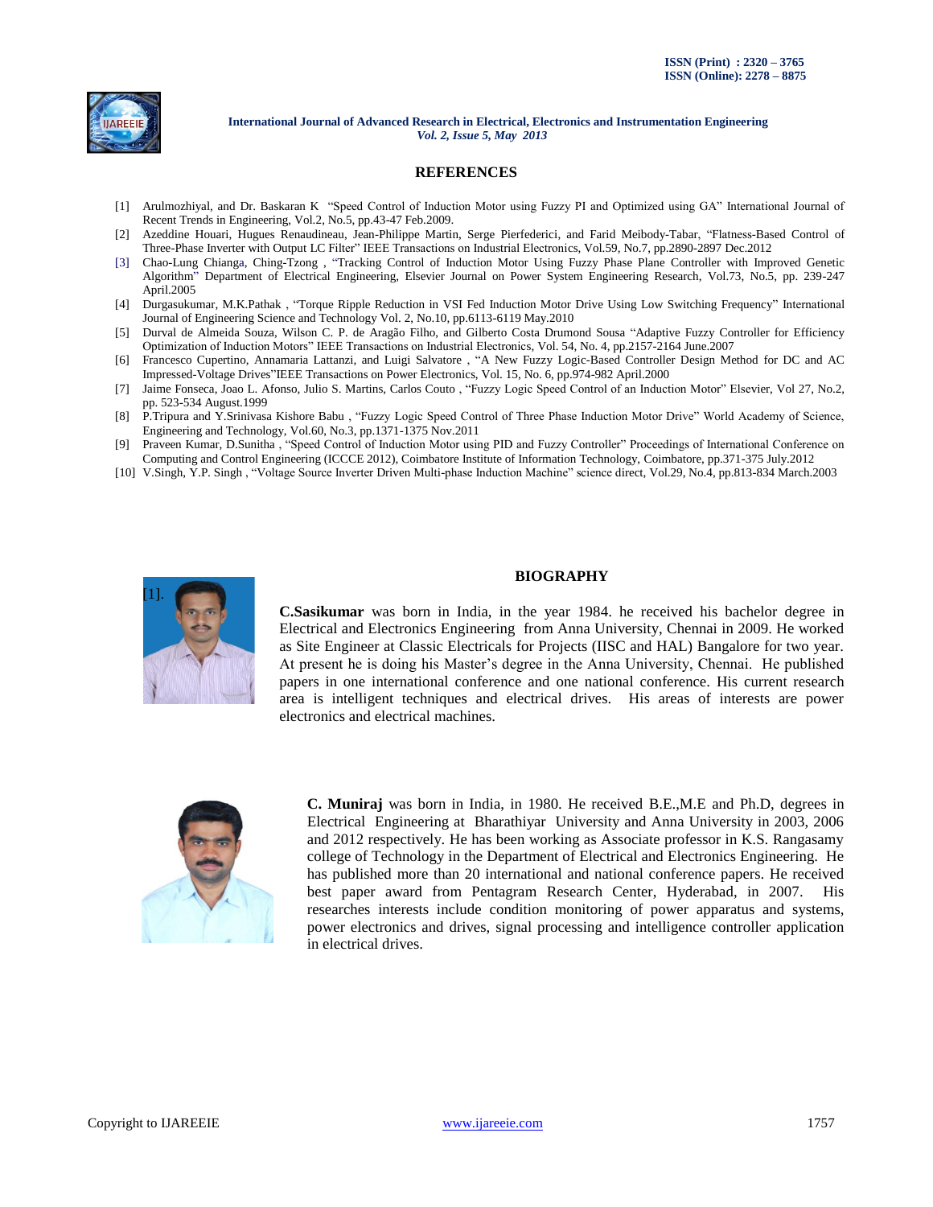## REFERENCES

[1] Arulmozhiyal, and Dr. Baskaran K "Speed Control of Induction Motor using Fuzzy PI and Optimized using GA" International Journal of Recent Trends in Engineering, Vol.2, No.5, pp.43-47 Feb.2009.

[2] Azeddine Houari, Hugues Renaudineau, Jean-Philippe Martin, Serge Pierfederici, and Farid Meibody-Tabar, "Flatness-Based Control of Three-Phase Inverter with Output LC Filter" IEEE Transactions on Industrial Electronics, Vol.59, No.7, pp.2890-2897 Dec.2012

[3] Chao-Lung Chianga, Ching-Tzong , "Tracking Control of Induction Motor Using Fuzzy Phase Plane Controller with Improved Genetic Algorithm" Department of Electrical Engineering, Elsevier Journal on Power System Engineering Research, Vol.73, No.5, pp. 239-247 April.2005

[4] Durgasukumar, M.K.Pathak , "Torque Ripple Reduction in VSI Fed Induction Motor Drive Using Low Switching Frequency" International Journal of Engineering Science and Technology Vol. 2, No.10, pp.6113-6119 May.2010

[5] Durval de Almeida Souza, Wilson C. P. de Aragão Filho, and Gilberto Costa Drumond Sousa "Adaptive Fuzzy Controller for Efficiency Optimization of Induction Motors" IEEE Transactions on Industrial Electronics, Vol. 54, No. 4, pp.2157-2164 June.2007

[6] Francesco Cupertino, Annamaria Lattanzi, and Luigi Salvatore , "A New Fuzzy Logic-Based Controller Design Method for DC and AC Impressed-Voltage Drives"IEEE Transactions on Power Electronics, Vol. 15, No. 6, pp.974-982 April.2000

[7] Jaime Fonseca, Joao L. Afonso, Julio S. Martins, Carlos Couto , "Fuzzy Logic Speed Control of an Induction Motor" Elsevier, Vol 27, No.2, pp. 523-534 August.1999

[8] P.Tripura and Y.Srinivasa Kishore Babu , "Fuzzy Logic Speed Control of Three Phase Induction Motor Drive" World Academy of Science, Engineering and Technology, Vol.60, No.3, pp.1371-1375 Nov.2011

[9] Praveen Kumar, D.Sunitha , "Speed Control of Induction Motor using PID and Fuzzy Controller" Proceedings of International Conference on Computing and Control Engineering (ICCCE 2012), Coimbatore Institute of Information Technology, Coimbatore, pp.371-375 July.2012

[10] V.Singh, Y.P. Singh , "Voltage Source Inverter Driven Multi-phase Induction Machine" science direct, Vol.29, No.4, pp.813-834 March.2003

## BIOGRAPHY

**C.Sasikumar** was born in India, in the year 1984. he received his bachelor degree in Electrical and Electronics Engineering from Anna University, Chennai in 2009. He worked as Site Engineer at Classic Electricals for Projects (IISC and HAL) Bangalore for two year. At present he is doing his Master's degree in the Anna University, Chennai. He published papers in one international conference and one national conference. His current research area is intelligent techniques and electrical drives. His areas of interests are power electronics and electrical machines.

**C. Muniraj** was born in India, in 1980. He received B.E.,M.E and Ph.D, degrees in Electrical Engineering at Bharathiyar University and Anna University in 2003, 2006 and 2012 respectively. He has been working as Associate professor in K.S. Rangasamy college of Technology in the Department of Electrical and Electronics Engineering. He has published more than 20 international and national conference papers. He received best paper award from Pentagram Research Center, Hyderabad, in 2007. His researches interests include condition monitoring of power apparatus and systems, power electronics and drives, signal processing and intelligence controller application in electrical drives.